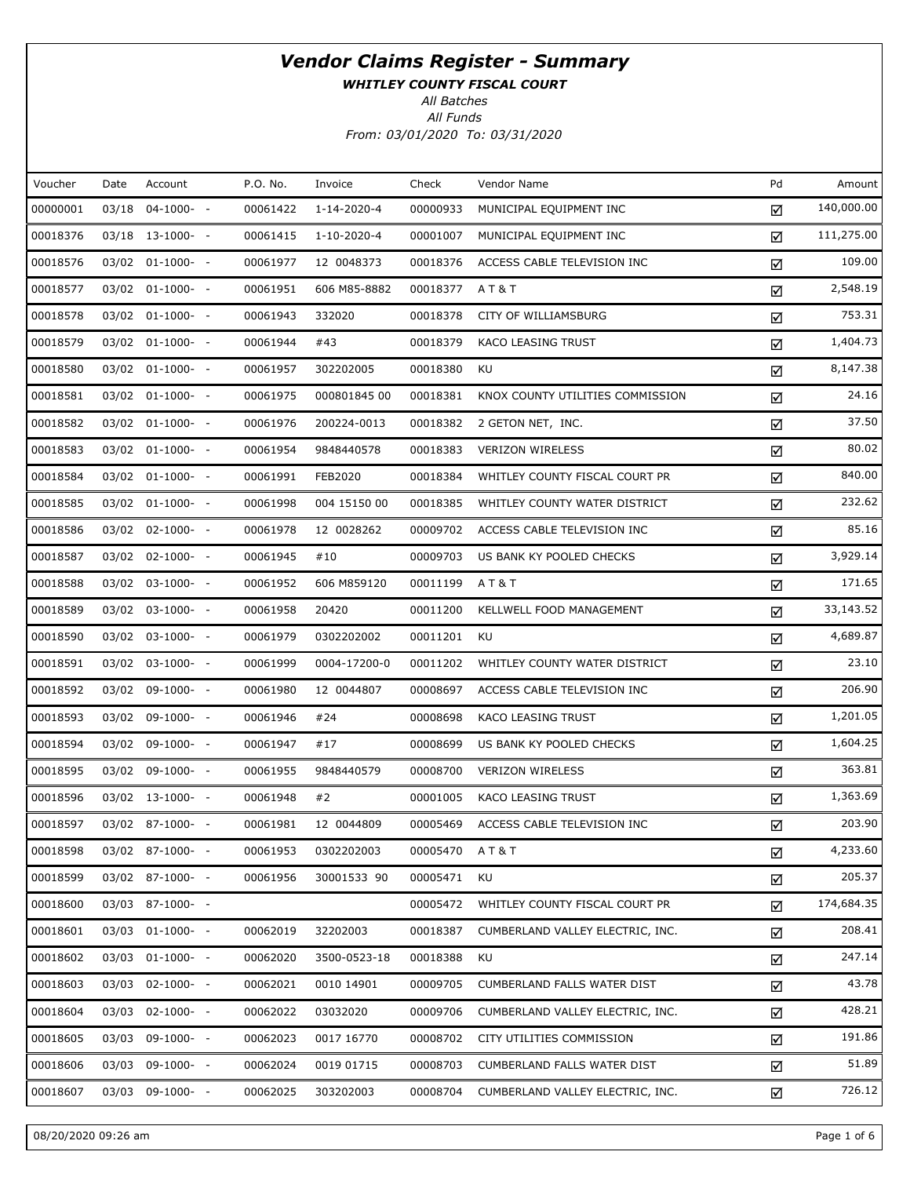# *Vendor Claims Register - Summary*

***WHITLEY COUNTY FISCAL COURT***

*All Batches*

*All Funds*

*From: 03/01/2020 To: 03/31/2020*

| Voucher | Date | Account | P.O. No. | Invoice | Check | Vendor Name | Pd | Amount |
|---|---|---|---|---|---|---|---|---|
| 00000001 | 03/18 | 04-1000- - | 00061422 | 1-14-2020-4 | 00000933 | MUNICIPAL EQUIPMENT INC | ☑ | 140,000.00 |
| 00018376 | 03/18 | 13-1000- - | 00061415 | 1-10-2020-4 | 00001007 | MUNICIPAL EQUIPMENT INC | ☑ | 111,275.00 |
| 00018576 | 03/02 | 01-1000- - | 00061977 | 12 0048373 | 00018376 | ACCESS CABLE TELEVISION INC | ☑ | 109.00 |
| 00018577 | 03/02 | 01-1000- - | 00061951 | 606 M85-8882 | 00018377 | A T & T | ☑ | 2,548.19 |
| 00018578 | 03/02 | 01-1000- - | 00061943 | 332020 | 00018378 | CITY OF WILLIAMSBURG | ☑ | 753.31 |
| 00018579 | 03/02 | 01-1000- - | 00061944 | #43 | 00018379 | KACO LEASING TRUST | ☑ | 1,404.73 |
| 00018580 | 03/02 | 01-1000- - | 00061957 | 302202005 | 00018380 | KU | ☑ | 8,147.38 |
| 00018581 | 03/02 | 01-1000- - | 00061975 | 000801845 00 | 00018381 | KNOX COUNTY UTILITIES COMMISSION | ☑ | 24.16 |
| 00018582 | 03/02 | 01-1000- - | 00061976 | 200224-0013 | 00018382 | 2 GETON NET, INC. | ☑ | 37.50 |
| 00018583 | 03/02 | 01-1000- - | 00061954 | 9848440578 | 00018383 | VERIZON WIRELESS | ☑ | 80.02 |
| 00018584 | 03/02 | 01-1000- - | 00061991 | FEB2020 | 00018384 | WHITLEY COUNTY FISCAL COURT PR | ☑ | 840.00 |
| 00018585 | 03/02 | 01-1000- - | 00061998 | 004 15150 00 | 00018385 | WHITLEY COUNTY WATER DISTRICT | ☑ | 232.62 |
| 00018586 | 03/02 | 02-1000- - | 00061978 | 12 0028262 | 00009702 | ACCESS CABLE TELEVISION INC | ☑ | 85.16 |
| 00018587 | 03/02 | 02-1000- - | 00061945 | #10 | 00009703 | US BANK KY POOLED CHECKS | ☑ | 3,929.14 |
| 00018588 | 03/02 | 03-1000- - | 00061952 | 606 M859120 | 00011199 | A T & T | ☑ | 171.65 |
| 00018589 | 03/02 | 03-1000- - | 00061958 | 20420 | 00011200 | KELLWELL FOOD MANAGEMENT | ☑ | 33,143.52 |
| 00018590 | 03/02 | 03-1000- - | 00061979 | 0302202002 | 00011201 | KU | ☑ | 4,689.87 |
| 00018591 | 03/02 | 03-1000- - | 00061999 | 0004-17200-0 | 00011202 | WHITLEY COUNTY WATER DISTRICT | ☑ | 23.10 |
| 00018592 | 03/02 | 09-1000- - | 00061980 | 12 0044807 | 00008697 | ACCESS CABLE TELEVISION INC | ☑ | 206.90 |
| 00018593 | 03/02 | 09-1000- - | 00061946 | #24 | 00008698 | KACO LEASING TRUST | ☑ | 1,201.05 |
| 00018594 | 03/02 | 09-1000- - | 00061947 | #17 | 00008699 | US BANK KY POOLED CHECKS | ☑ | 1,604.25 |
| 00018595 | 03/02 | 09-1000- - | 00061955 | 9848440579 | 00008700 | VERIZON WIRELESS | ☑ | 363.81 |
| 00018596 | 03/02 | 13-1000- - | 00061948 | #2 | 00001005 | KACO LEASING TRUST | ☑ | 1,363.69 |
| 00018597 | 03/02 | 87-1000- - | 00061981 | 12 0044809 | 00005469 | ACCESS CABLE TELEVISION INC | ☑ | 203.90 |
| 00018598 | 03/02 | 87-1000- - | 00061953 | 0302202003 | 00005470 | A T & T | ☑ | 4,233.60 |
| 00018599 | 03/02 | 87-1000- - | 00061956 | 30001533 90 | 00005471 | KU | ☑ | 205.37 |
| 00018600 | 03/03 | 87-1000- - | | | 00005472 | WHITLEY COUNTY FISCAL COURT PR | ☑ | 174,684.35 |
| 00018601 | 03/03 | 01-1000- - | 00062019 | 32202003 | 00018387 | CUMBERLAND VALLEY ELECTRIC, INC. | ☑ | 208.41 |
| 00018602 | 03/03 | 01-1000- - | 00062020 | 3500-0523-18 | 00018388 | KU | ☑ | 247.14 |
| 00018603 | 03/03 | 02-1000- - | 00062021 | 0010 14901 | 00009705 | CUMBERLAND FALLS WATER DIST | ☑ | 43.78 |
| 00018604 | 03/03 | 02-1000- - | 00062022 | 03032020 | 00009706 | CUMBERLAND VALLEY ELECTRIC, INC. | ☑ | 428.21 |
| 00018605 | 03/03 | 09-1000- - | 00062023 | 0017 16770 | 00008702 | CITY UTILITIES COMMISSION | ☑ | 191.86 |
| 00018606 | 03/03 | 09-1000- - | 00062024 | 0019 01715 | 00008703 | CUMBERLAND FALLS WATER DIST | ☑ | 51.89 |
| 00018607 | 03/03 | 09-1000- - | 00062025 | 303202003 | 00008704 | CUMBERLAND VALLEY ELECTRIC, INC. | ☑ | 726.12 |

08/20/2020 09:26 am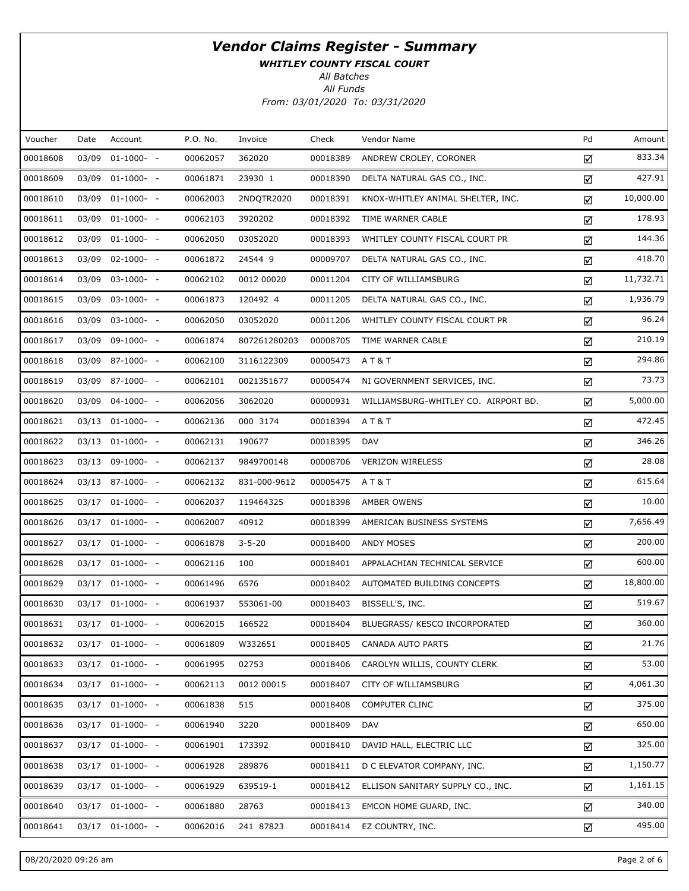# *Vendor Claims Register - Summary*

***WHITLEY COUNTY FISCAL COURT***

*All Batches*

*All Funds*

*From: 03/01/2020 To: 03/31/2020*

| Voucher | Date | Account | P.O. No. | Invoice | Check | Vendor Name | Pd | Amount |
|---|---|---|---|---|---|---|---|---|
| 00018608 | 03/09 | 01-1000- - | 00062057 | 362020 | 00018389 | ANDREW CROLEY, CORONER | ☑ | 833.34 |
| 00018609 | 03/09 | 01-1000- - | 00061871 | 23930 1 | 00018390 | DELTA NATURAL GAS CO., INC. | ☑ | 427.91 |
| 00018610 | 03/09 | 01-1000- - | 00062003 | 2NDQTR2020 | 00018391 | KNOX-WHITLEY ANIMAL SHELTER, INC. | ☑ | 10,000.00 |
| 00018611 | 03/09 | 01-1000- - | 00062103 | 3920202 | 00018392 | TIME WARNER CABLE | ☑ | 178.93 |
| 00018612 | 03/09 | 01-1000- - | 00062050 | 03052020 | 00018393 | WHITLEY COUNTY FISCAL COURT PR | ☑ | 144.36 |
| 00018613 | 03/09 | 02-1000- - | 00061872 | 24544 9 | 00009707 | DELTA NATURAL GAS CO., INC. | ☑ | 418.70 |
| 00018614 | 03/09 | 03-1000- - | 00062102 | 0012 00020 | 00011204 | CITY OF WILLIAMSBURG | ☑ | 11,732.71 |
| 00018615 | 03/09 | 03-1000- - | 00061873 | 120492 4 | 00011205 | DELTA NATURAL GAS CO., INC. | ☑ | 1,936.79 |
| 00018616 | 03/09 | 03-1000- - | 00062050 | 03052020 | 00011206 | WHITLEY COUNTY FISCAL COURT PR | ☑ | 96.24 |
| 00018617 | 03/09 | 09-1000- - | 00061874 | 807261280203 | 00008705 | TIME WARNER CABLE | ☑ | 210.19 |
| 00018618 | 03/09 | 87-1000- - | 00062100 | 3116122309 | 00005473 | A T & T | ☑ | 294.86 |
| 00018619 | 03/09 | 87-1000- - | 00062101 | 0021351677 | 00005474 | NI GOVERNMENT SERVICES, INC. | ☑ | 73.73 |
| 00018620 | 03/09 | 04-1000- - | 00062056 | 3062020 | 00000931 | WILLIAMSBURG-WHITLEY CO. AIRPORT BD. | ☑ | 5,000.00 |
| 00018621 | 03/13 | 01-1000- - | 00062136 | 000 3174 | 00018394 | A T & T | ☑ | 472.45 |
| 00018622 | 03/13 | 01-1000- - | 00062131 | 190677 | 00018395 | DAV | ☑ | 346.26 |
| 00018623 | 03/13 | 09-1000- - | 00062137 | 9849700148 | 00008706 | VERIZON WIRELESS | ☑ | 28.08 |
| 00018624 | 03/13 | 87-1000- - | 00062132 | 831-000-9612 | 00005475 | A T & T | ☑ | 615.64 |
| 00018625 | 03/17 | 01-1000- - | 00062037 | 119464325 | 00018398 | AMBER OWENS | ☑ | 10.00 |
| 00018626 | 03/17 | 01-1000- - | 00062007 | 40912 | 00018399 | AMERICAN BUSINESS SYSTEMS | ☑ | 7,656.49 |
| 00018627 | 03/17 | 01-1000- - | 00061878 | 3-5-20 | 00018400 | ANDY MOSES | ☑ | 200.00 |
| 00018628 | 03/17 | 01-1000- - | 00062116 | 100 | 00018401 | APPALACHIAN TECHNICAL SERVICE | ☑ | 600.00 |
| 00018629 | 03/17 | 01-1000- - | 00061496 | 6576 | 00018402 | AUTOMATED BUILDING CONCEPTS | ☑ | 18,800.00 |
| 00018630 | 03/17 | 01-1000- - | 00061937 | 553061-00 | 00018403 | BISSELL'S, INC. | ☑ | 519.67 |
| 00018631 | 03/17 | 01-1000- - | 00062015 | 166522 | 00018404 | BLUEGRASS/ KESCO INCORPORATED | ☑ | 360.00 |
| 00018632 | 03/17 | 01-1000- - | 00061809 | W332651 | 00018405 | CANADA AUTO PARTS | ☑ | 21.76 |
| 00018633 | 03/17 | 01-1000- - | 00061995 | 02753 | 00018406 | CAROLYN WILLIS, COUNTY CLERK | ☑ | 53.00 |
| 00018634 | 03/17 | 01-1000- - | 00062113 | 0012 00015 | 00018407 | CITY OF WILLIAMSBURG | ☑ | 4,061.30 |
| 00018635 | 03/17 | 01-1000- - | 00061838 | 515 | 00018408 | COMPUTER CLINC | ☑ | 375.00 |
| 00018636 | 03/17 | 01-1000- - | 00061940 | 3220 | 00018409 | DAV | ☑ | 650.00 |
| 00018637 | 03/17 | 01-1000- - | 00061901 | 173392 | 00018410 | DAVID HALL, ELECTRIC LLC | ☑ | 325.00 |
| 00018638 | 03/17 | 01-1000- - | 00061928 | 289876 | 00018411 | D C ELEVATOR COMPANY, INC. | ☑ | 1,150.77 |
| 00018639 | 03/17 | 01-1000- - | 00061929 | 639519-1 | 00018412 | ELLISON SANITARY SUPPLY CO., INC. | ☑ | 1,161.15 |
| 00018640 | 03/17 | 01-1000- - | 00061880 | 28763 | 00018413 | EMCON HOME GUARD, INC. | ☑ | 340.00 |
| 00018641 | 03/17 | 01-1000- - | 00062016 | 241 87823 | 00018414 | EZ COUNTRY, INC. | ☑ | 495.00 |

08/20/2020 09:26 am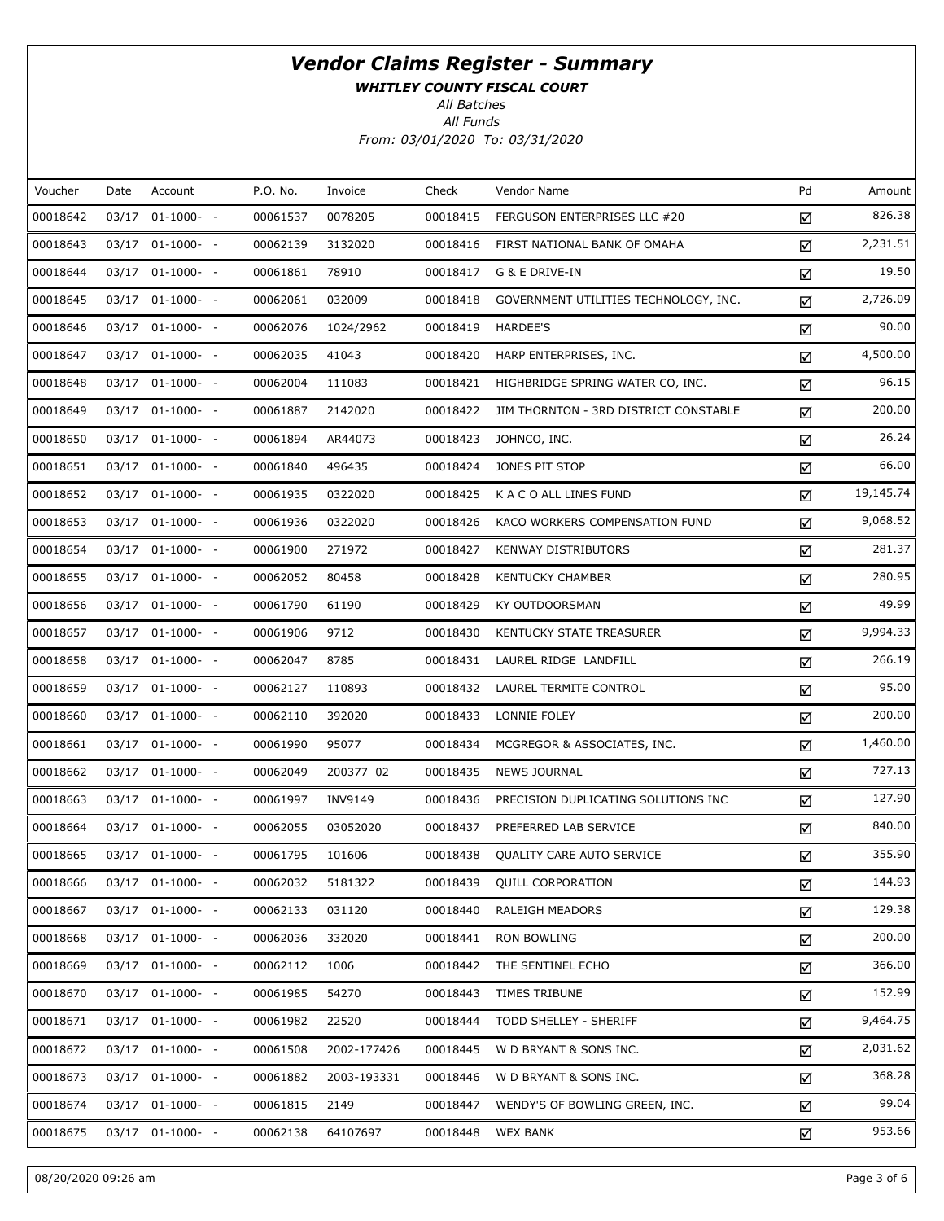# *Vendor Claims Register - Summary*

***WHITLEY COUNTY FISCAL COURT***

*All Batches*

*All Funds*

*From: 03/01/2020 To: 03/31/2020*

| Voucher | Date | Account | P.O. No. | Invoice | Check | Vendor Name | Pd | Amount |
|---|---|---|---|---|---|---|---|---|
| 00018642 | 03/17 | 01-1000- - | 00061537 | 0078205 | 00018415 | FERGUSON ENTERPRISES LLC #20 | ☑ | 826.38 |
| 00018643 | 03/17 | 01-1000- - | 00062139 | 3132020 | 00018416 | FIRST NATIONAL BANK OF OMAHA | ☑ | 2,231.51 |
| 00018644 | 03/17 | 01-1000- - | 00061861 | 78910 | 00018417 | G & E DRIVE-IN | ☑ | 19.50 |
| 00018645 | 03/17 | 01-1000- - | 00062061 | 032009 | 00018418 | GOVERNMENT UTILITIES TECHNOLOGY, INC. | ☑ | 2,726.09 |
| 00018646 | 03/17 | 01-1000- - | 00062076 | 1024/2962 | 00018419 | HARDEE'S | ☑ | 90.00 |
| 00018647 | 03/17 | 01-1000- - | 00062035 | 41043 | 00018420 | HARP ENTERPRISES, INC. | ☑ | 4,500.00 |
| 00018648 | 03/17 | 01-1000- - | 00062004 | 111083 | 00018421 | HIGHBRIDGE SPRING WATER CO, INC. | ☑ | 96.15 |
| 00018649 | 03/17 | 01-1000- - | 00061887 | 2142020 | 00018422 | JIM THORNTON - 3RD DISTRICT CONSTABLE | ☑ | 200.00 |
| 00018650 | 03/17 | 01-1000- - | 00061894 | AR44073 | 00018423 | JOHNCO, INC. | ☑ | 26.24 |
| 00018651 | 03/17 | 01-1000- - | 00061840 | 496435 | 00018424 | JONES PIT STOP | ☑ | 66.00 |
| 00018652 | 03/17 | 01-1000- - | 00061935 | 0322020 | 00018425 | K A C O ALL LINES FUND | ☑ | 19,145.74 |
| 00018653 | 03/17 | 01-1000- - | 00061936 | 0322020 | 00018426 | KACO WORKERS COMPENSATION FUND | ☑ | 9,068.52 |
| 00018654 | 03/17 | 01-1000- - | 00061900 | 271972 | 00018427 | KENWAY DISTRIBUTORS | ☑ | 281.37 |
| 00018655 | 03/17 | 01-1000- - | 00062052 | 80458 | 00018428 | KENTUCKY CHAMBER | ☑ | 280.95 |
| 00018656 | 03/17 | 01-1000- - | 00061790 | 61190 | 00018429 | KY OUTDOORSMAN | ☑ | 49.99 |
| 00018657 | 03/17 | 01-1000- - | 00061906 | 9712 | 00018430 | KENTUCKY STATE TREASURER | ☑ | 9,994.33 |
| 00018658 | 03/17 | 01-1000- - | 00062047 | 8785 | 00018431 | LAUREL RIDGE LANDFILL | ☑ | 266.19 |
| 00018659 | 03/17 | 01-1000- - | 00062127 | 110893 | 00018432 | LAUREL TERMITE CONTROL | ☑ | 95.00 |
| 00018660 | 03/17 | 01-1000- - | 00062110 | 392020 | 00018433 | LONNIE FOLEY | ☑ | 200.00 |
| 00018661 | 03/17 | 01-1000- - | 00061990 | 95077 | 00018434 | MCGREGOR & ASSOCIATES, INC. | ☑ | 1,460.00 |
| 00018662 | 03/17 | 01-1000- - | 00062049 | 200377 02 | 00018435 | NEWS JOURNAL | ☑ | 727.13 |
| 00018663 | 03/17 | 01-1000- - | 00061997 | INV9149 | 00018436 | PRECISION DUPLICATING SOLUTIONS INC | ☑ | 127.90 |
| 00018664 | 03/17 | 01-1000- - | 00062055 | 03052020 | 00018437 | PREFERRED LAB SERVICE | ☑ | 840.00 |
| 00018665 | 03/17 | 01-1000- - | 00061795 | 101606 | 00018438 | QUALITY CARE AUTO SERVICE | ☑ | 355.90 |
| 00018666 | 03/17 | 01-1000- - | 00062032 | 5181322 | 00018439 | QUILL CORPORATION | ☑ | 144.93 |
| 00018667 | 03/17 | 01-1000- - | 00062133 | 031120 | 00018440 | RALEIGH MEADORS | ☑ | 129.38 |
| 00018668 | 03/17 | 01-1000- - | 00062036 | 332020 | 00018441 | RON BOWLING | ☑ | 200.00 |
| 00018669 | 03/17 | 01-1000- - | 00062112 | 1006 | 00018442 | THE SENTINEL ECHO | ☑ | 366.00 |
| 00018670 | 03/17 | 01-1000- - | 00061985 | 54270 | 00018443 | TIMES TRIBUNE | ☑ | 152.99 |
| 00018671 | 03/17 | 01-1000- - | 00061982 | 22520 | 00018444 | TODD SHELLEY - SHERIFF | ☑ | 9,464.75 |
| 00018672 | 03/17 | 01-1000- - | 00061508 | 2002-177426 | 00018445 | W D BRYANT & SONS INC. | ☑ | 2,031.62 |
| 00018673 | 03/17 | 01-1000- - | 00061882 | 2003-193331 | 00018446 | W D BRYANT & SONS INC. | ☑ | 368.28 |
| 00018674 | 03/17 | 01-1000- - | 00061815 | 2149 | 00018447 | WENDY'S OF BOWLING GREEN, INC. | ☑ | 99.04 |
| 00018675 | 03/17 | 01-1000- - | 00062138 | 64107697 | 00018448 | WEX BANK | ☑ | 953.66 |

08/20/2020 09:26 am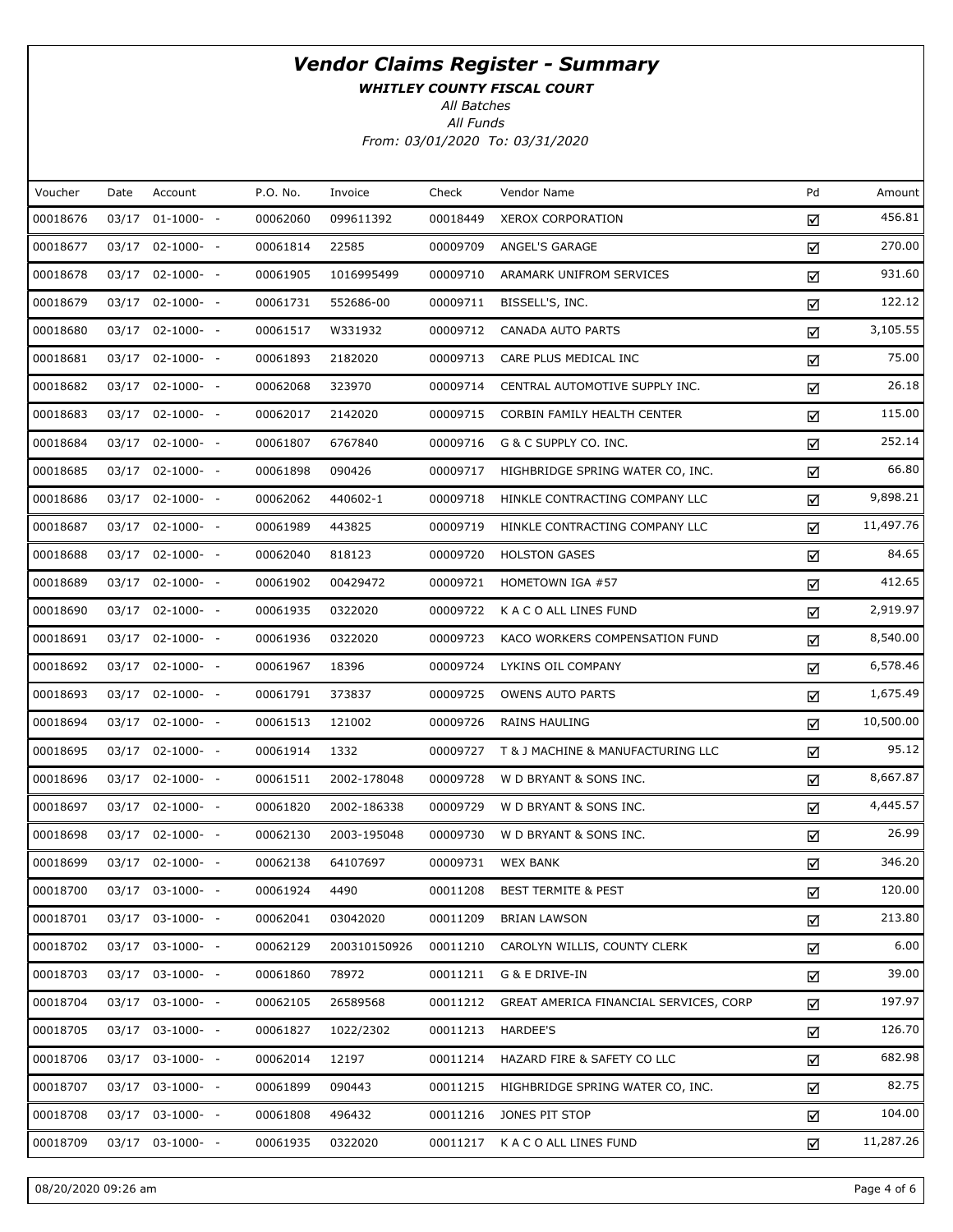# Vendor Claims Register - Summary

***WHITLEY COUNTY FISCAL COURT***

*All Batches*

*All Funds*

*From: 03/01/2020 To: 03/31/2020*

| Voucher | Date | Account | P.O. No. | Invoice | Check | Vendor Name | Pd | Amount |
|---|---|---|---|---|---|---|---|---|
| 00018676 | 03/17 | 01-1000- - | 00062060 | 099611392 | 00018449 | XEROX CORPORATION | ☑ | 456.81 |
| 00018677 | 03/17 | 02-1000- - | 00061814 | 22585 | 00009709 | ANGEL'S GARAGE | ☑ | 270.00 |
| 00018678 | 03/17 | 02-1000- - | 00061905 | 1016995499 | 00009710 | ARAMARK UNIFROM SERVICES | ☑ | 931.60 |
| 00018679 | 03/17 | 02-1000- - | 00061731 | 552686-00 | 00009711 | BISSELL'S, INC. | ☑ | 122.12 |
| 00018680 | 03/17 | 02-1000- - | 00061517 | W331932 | 00009712 | CANADA AUTO PARTS | ☑ | 3,105.55 |
| 00018681 | 03/17 | 02-1000- - | 00061893 | 2182020 | 00009713 | CARE PLUS MEDICAL INC | ☑ | 75.00 |
| 00018682 | 03/17 | 02-1000- - | 00062068 | 323970 | 00009714 | CENTRAL AUTOMOTIVE SUPPLY INC. | ☑ | 26.18 |
| 00018683 | 03/17 | 02-1000- - | 00062017 | 2142020 | 00009715 | CORBIN FAMILY HEALTH CENTER | ☑ | 115.00 |
| 00018684 | 03/17 | 02-1000- - | 00061807 | 6767840 | 00009716 | G & C SUPPLY CO. INC. | ☑ | 252.14 |
| 00018685 | 03/17 | 02-1000- - | 00061898 | 090426 | 00009717 | HIGHBRIDGE SPRING WATER CO, INC. | ☑ | 66.80 |
| 00018686 | 03/17 | 02-1000- - | 00062062 | 440602-1 | 00009718 | HINKLE CONTRACTING COMPANY LLC | ☑ | 9,898.21 |
| 00018687 | 03/17 | 02-1000- - | 00061989 | 443825 | 00009719 | HINKLE CONTRACTING COMPANY LLC | ☑ | 11,497.76 |
| 00018688 | 03/17 | 02-1000- - | 00062040 | 818123 | 00009720 | HOLSTON GASES | ☑ | 84.65 |
| 00018689 | 03/17 | 02-1000- - | 00061902 | 00429472 | 00009721 | HOMETOWN IGA #57 | ☑ | 412.65 |
| 00018690 | 03/17 | 02-1000- - | 00061935 | 0322020 | 00009722 | K A C O ALL LINES FUND | ☑ | 2,919.97 |
| 00018691 | 03/17 | 02-1000- - | 00061936 | 0322020 | 00009723 | KACO WORKERS COMPENSATION FUND | ☑ | 8,540.00 |
| 00018692 | 03/17 | 02-1000- - | 00061967 | 18396 | 00009724 | LYKINS OIL COMPANY | ☑ | 6,578.46 |
| 00018693 | 03/17 | 02-1000- - | 00061791 | 373837 | 00009725 | OWENS AUTO PARTS | ☑ | 1,675.49 |
| 00018694 | 03/17 | 02-1000- - | 00061513 | 121002 | 00009726 | RAINS HAULING | ☑ | 10,500.00 |
| 00018695 | 03/17 | 02-1000- - | 00061914 | 1332 | 00009727 | T & J MACHINE & MANUFACTURING LLC | ☑ | 95.12 |
| 00018696 | 03/17 | 02-1000- - | 00061511 | 2002-178048 | 00009728 | W D BRYANT & SONS INC. | ☑ | 8,667.87 |
| 00018697 | 03/17 | 02-1000- - | 00061820 | 2002-186338 | 00009729 | W D BRYANT & SONS INC. | ☑ | 4,445.57 |
| 00018698 | 03/17 | 02-1000- - | 00062130 | 2003-195048 | 00009730 | W D BRYANT & SONS INC. | ☑ | 26.99 |
| 00018699 | 03/17 | 02-1000- - | 00062138 | 64107697 | 00009731 | WEX BANK | ☑ | 346.20 |
| 00018700 | 03/17 | 03-1000- - | 00061924 | 4490 | 00011208 | BEST TERMITE & PEST | ☑ | 120.00 |
| 00018701 | 03/17 | 03-1000- - | 00062041 | 03042020 | 00011209 | BRIAN LAWSON | ☑ | 213.80 |
| 00018702 | 03/17 | 03-1000- - | 00062129 | 200310150926 | 00011210 | CAROLYN WILLIS, COUNTY CLERK | ☑ | 6.00 |
| 00018703 | 03/17 | 03-1000- - | 00061860 | 78972 | 00011211 | G & E DRIVE-IN | ☑ | 39.00 |
| 00018704 | 03/17 | 03-1000- - | 00062105 | 26589568 | 00011212 | GREAT AMERICA FINANCIAL SERVICES, CORP | ☑ | 197.97 |
| 00018705 | 03/17 | 03-1000- - | 00061827 | 1022/2302 | 00011213 | HARDEE'S | ☑ | 126.70 |
| 00018706 | 03/17 | 03-1000- - | 00062014 | 12197 | 00011214 | HAZARD FIRE & SAFETY CO LLC | ☑ | 682.98 |
| 00018707 | 03/17 | 03-1000- - | 00061899 | 090443 | 00011215 | HIGHBRIDGE SPRING WATER CO, INC. | ☑ | 82.75 |
| 00018708 | 03/17 | 03-1000- - | 00061808 | 496432 | 00011216 | JONES PIT STOP | ☑ | 104.00 |
| 00018709 | 03/17 | 03-1000- - | 00061935 | 0322020 | 00011217 | K A C O ALL LINES FUND | ☑ | 11,287.26 |

08/20/2020 09:26 am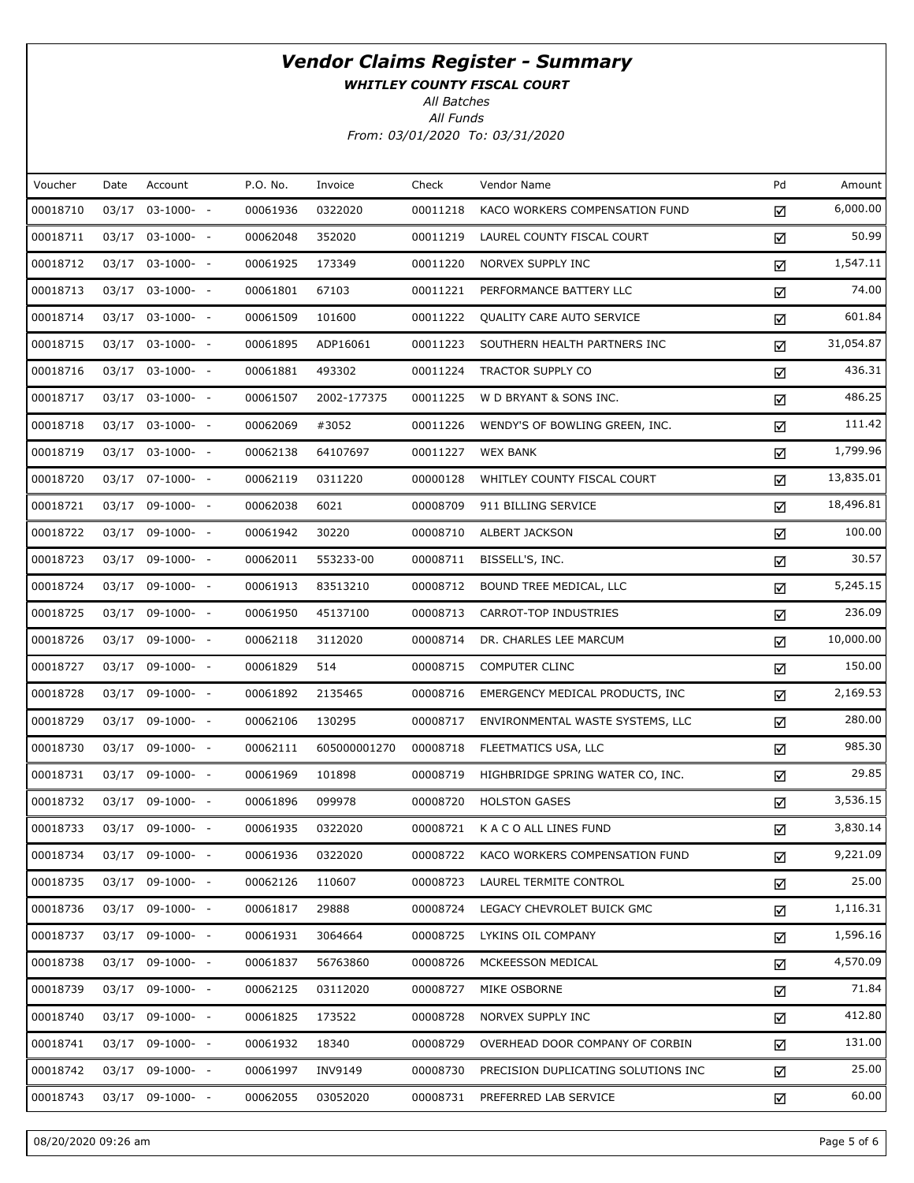# Vendor Claims Register - Summary

***WHITLEY COUNTY FISCAL COURT***

*All Batches*

*All Funds*

*From: 03/01/2020 To: 03/31/2020*

| Voucher | Date | Account | P.O. No. | Invoice | Check | Vendor Name | Pd | Amount |
|---|---|---|---|---|---|---|---|---|
| 00018710 | 03/17 | 03-1000- - | 00061936 | 0322020 | 00011218 | KACO WORKERS COMPENSATION FUND | ☑ | 6,000.00 |
| 00018711 | 03/17 | 03-1000- - | 00062048 | 352020 | 00011219 | LAUREL COUNTY FISCAL COURT | ☑ | 50.99 |
| 00018712 | 03/17 | 03-1000- - | 00061925 | 173349 | 00011220 | NORVEX SUPPLY INC | ☑ | 1,547.11 |
| 00018713 | 03/17 | 03-1000- - | 00061801 | 67103 | 00011221 | PERFORMANCE BATTERY LLC | ☑ | 74.00 |
| 00018714 | 03/17 | 03-1000- - | 00061509 | 101600 | 00011222 | QUALITY CARE AUTO SERVICE | ☑ | 601.84 |
| 00018715 | 03/17 | 03-1000- - | 00061895 | ADP16061 | 00011223 | SOUTHERN HEALTH PARTNERS INC | ☑ | 31,054.87 |
| 00018716 | 03/17 | 03-1000- - | 00061881 | 493302 | 00011224 | TRACTOR SUPPLY CO | ☑ | 436.31 |
| 00018717 | 03/17 | 03-1000- - | 00061507 | 2002-177375 | 00011225 | W D BRYANT & SONS INC. | ☑ | 486.25 |
| 00018718 | 03/17 | 03-1000- - | 00062069 | #3052 | 00011226 | WENDY'S OF BOWLING GREEN, INC. | ☑ | 111.42 |
| 00018719 | 03/17 | 03-1000- - | 00062138 | 64107697 | 00011227 | WEX BANK | ☑ | 1,799.96 |
| 00018720 | 03/17 | 07-1000- - | 00062119 | 0311220 | 00000128 | WHITLEY COUNTY FISCAL COURT | ☑ | 13,835.01 |
| 00018721 | 03/17 | 09-1000- - | 00062038 | 6021 | 00008709 | 911 BILLING SERVICE | ☑ | 18,496.81 |
| 00018722 | 03/17 | 09-1000- - | 00061942 | 30220 | 00008710 | ALBERT JACKSON | ☑ | 100.00 |
| 00018723 | 03/17 | 09-1000- - | 00062011 | 553233-00 | 00008711 | BISSELL'S, INC. | ☑ | 30.57 |
| 00018724 | 03/17 | 09-1000- - | 00061913 | 83513210 | 00008712 | BOUND TREE MEDICAL, LLC | ☑ | 5,245.15 |
| 00018725 | 03/17 | 09-1000- - | 00061950 | 45137100 | 00008713 | CARROT-TOP INDUSTRIES | ☑ | 236.09 |
| 00018726 | 03/17 | 09-1000- - | 00062118 | 3112020 | 00008714 | DR. CHARLES LEE MARCUM | ☑ | 10,000.00 |
| 00018727 | 03/17 | 09-1000- - | 00061829 | 514 | 00008715 | COMPUTER CLINC | ☑ | 150.00 |
| 00018728 | 03/17 | 09-1000- - | 00061892 | 2135465 | 00008716 | EMERGENCY MEDICAL PRODUCTS, INC | ☑ | 2,169.53 |
| 00018729 | 03/17 | 09-1000- - | 00062106 | 130295 | 00008717 | ENVIRONMENTAL WASTE SYSTEMS, LLC | ☑ | 280.00 |
| 00018730 | 03/17 | 09-1000- - | 00062111 | 605000001270 | 00008718 | FLEETMATICS USA, LLC | ☑ | 985.30 |
| 00018731 | 03/17 | 09-1000- - | 00061969 | 101898 | 00008719 | HIGHBRIDGE SPRING WATER CO, INC. | ☑ | 29.85 |
| 00018732 | 03/17 | 09-1000- - | 00061896 | 099978 | 00008720 | HOLSTON GASES | ☑ | 3,536.15 |
| 00018733 | 03/17 | 09-1000- - | 00061935 | 0322020 | 00008721 | K A C O ALL LINES FUND | ☑ | 3,830.14 |
| 00018734 | 03/17 | 09-1000- - | 00061936 | 0322020 | 00008722 | KACO WORKERS COMPENSATION FUND | ☑ | 9,221.09 |
| 00018735 | 03/17 | 09-1000- - | 00062126 | 110607 | 00008723 | LAUREL TERMITE CONTROL | ☑ | 25.00 |
| 00018736 | 03/17 | 09-1000- - | 00061817 | 29888 | 00008724 | LEGACY CHEVROLET BUICK GMC | ☑ | 1,116.31 |
| 00018737 | 03/17 | 09-1000- - | 00061931 | 3064664 | 00008725 | LYKINS OIL COMPANY | ☑ | 1,596.16 |
| 00018738 | 03/17 | 09-1000- - | 00061837 | 56763860 | 00008726 | MCKEESSON MEDICAL | ☑ | 4,570.09 |
| 00018739 | 03/17 | 09-1000- - | 00062125 | 03112020 | 00008727 | MIKE OSBORNE | ☑ | 71.84 |
| 00018740 | 03/17 | 09-1000- - | 00061825 | 173522 | 00008728 | NORVEX SUPPLY INC | ☑ | 412.80 |
| 00018741 | 03/17 | 09-1000- - | 00061932 | 18340 | 00008729 | OVERHEAD DOOR COMPANY OF CORBIN | ☑ | 131.00 |
| 00018742 | 03/17 | 09-1000- - | 00061997 | INV9149 | 00008730 | PRECISION DUPLICATING SOLUTIONS INC | ☑ | 25.00 |
| 00018743 | 03/17 | 09-1000- - | 00062055 | 03052020 | 00008731 | PREFERRED LAB SERVICE | ☑ | 60.00 |

08/20/2020 09:26 am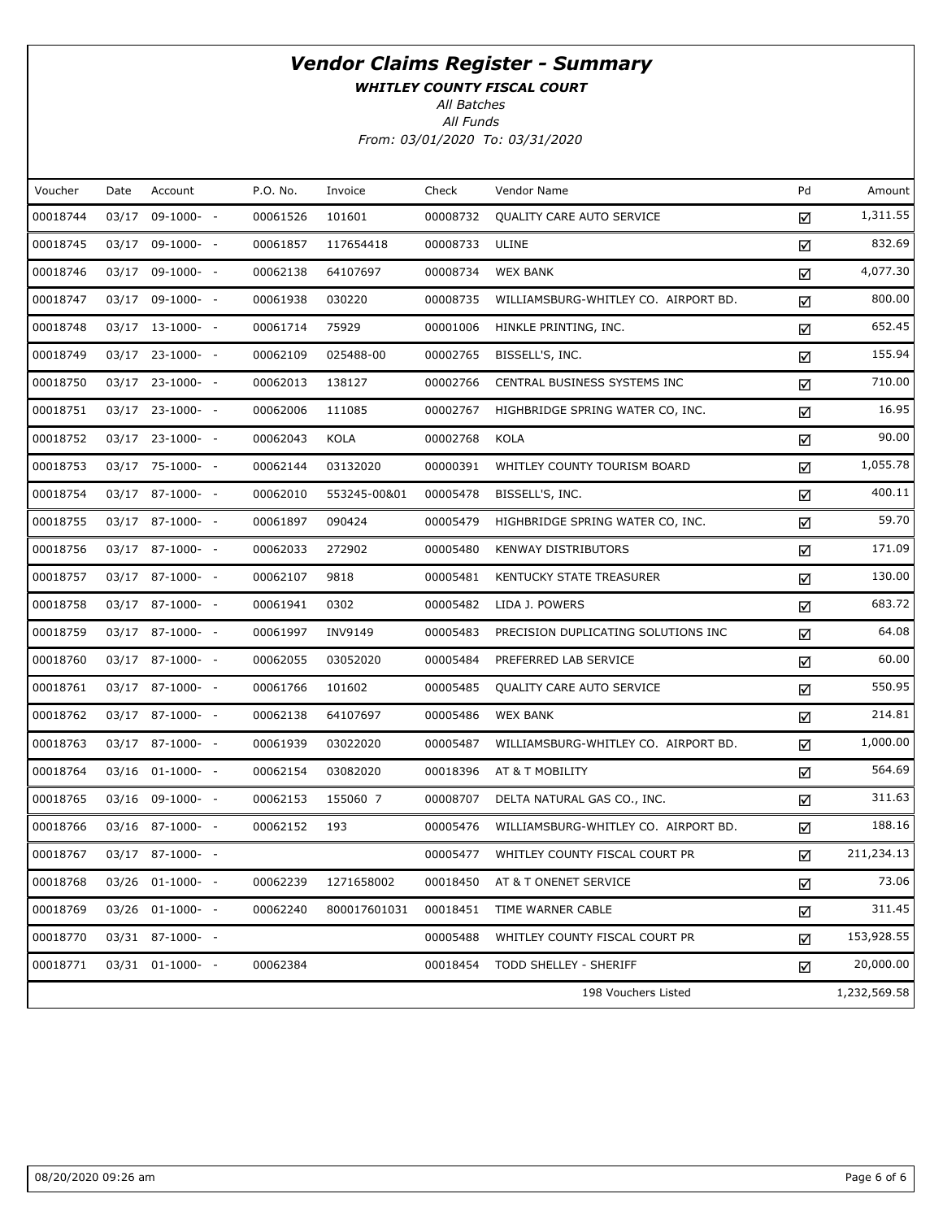# *Vendor Claims Register - Summary*

***WHITLEY COUNTY FISCAL COURT***

*All Batches*

*All Funds*

*From: 03/01/2020 To: 03/31/2020*

| Voucher | Date | Account | P.O. No. | Invoice | Check | Vendor Name | Pd | Amount |
|---|---|---|---|---|---|---|---|---|
| 00018744 | 03/17 | 09-1000- - | 00061526 | 101601 | 00008732 | QUALITY CARE AUTO SERVICE | ☑ | 1,311.55 |
| 00018745 | 03/17 | 09-1000- - | 00061857 | 117654418 | 00008733 | ULINE | ☑ | 832.69 |
| 00018746 | 03/17 | 09-1000- - | 00062138 | 64107697 | 00008734 | WEX BANK | ☑ | 4,077.30 |
| 00018747 | 03/17 | 09-1000- - | 00061938 | 030220 | 00008735 | WILLIAMSBURG-WHITLEY CO. AIRPORT BD. | ☑ | 800.00 |
| 00018748 | 03/17 | 13-1000- - | 00061714 | 75929 | 00001006 | HINKLE PRINTING, INC. | ☑ | 652.45 |
| 00018749 | 03/17 | 23-1000- - | 00062109 | 025488-00 | 00002765 | BISSELL'S, INC. | ☑ | 155.94 |
| 00018750 | 03/17 | 23-1000- - | 00062013 | 138127 | 00002766 | CENTRAL BUSINESS SYSTEMS INC | ☑ | 710.00 |
| 00018751 | 03/17 | 23-1000- - | 00062006 | 111085 | 00002767 | HIGHBRIDGE SPRING WATER CO, INC. | ☑ | 16.95 |
| 00018752 | 03/17 | 23-1000- - | 00062043 | KOLA | 00002768 | KOLA | ☑ | 90.00 |
| 00018753 | 03/17 | 75-1000- - | 00062144 | 03132020 | 00000391 | WHITLEY COUNTY TOURISM BOARD | ☑ | 1,055.78 |
| 00018754 | 03/17 | 87-1000- - | 00062010 | 553245-00&01 | 00005478 | BISSELL'S, INC. | ☑ | 400.11 |
| 00018755 | 03/17 | 87-1000- - | 00061897 | 090424 | 00005479 | HIGHBRIDGE SPRING WATER CO, INC. | ☑ | 59.70 |
| 00018756 | 03/17 | 87-1000- - | 00062033 | 272902 | 00005480 | KENWAY DISTRIBUTORS | ☑ | 171.09 |
| 00018757 | 03/17 | 87-1000- - | 00062107 | 9818 | 00005481 | KENTUCKY STATE TREASURER | ☑ | 130.00 |
| 00018758 | 03/17 | 87-1000- - | 00061941 | 0302 | 00005482 | LIDA J. POWERS | ☑ | 683.72 |
| 00018759 | 03/17 | 87-1000- - | 00061997 | INV9149 | 00005483 | PRECISION DUPLICATING SOLUTIONS INC | ☑ | 64.08 |
| 00018760 | 03/17 | 87-1000- - | 00062055 | 03052020 | 00005484 | PREFERRED LAB SERVICE | ☑ | 60.00 |
| 00018761 | 03/17 | 87-1000- - | 00061766 | 101602 | 00005485 | QUALITY CARE AUTO SERVICE | ☑ | 550.95 |
| 00018762 | 03/17 | 87-1000- - | 00062138 | 64107697 | 00005486 | WEX BANK | ☑ | 214.81 |
| 00018763 | 03/17 | 87-1000- - | 00061939 | 03022020 | 00005487 | WILLIAMSBURG-WHITLEY CO. AIRPORT BD. | ☑ | 1,000.00 |
| 00018764 | 03/16 | 01-1000- - | 00062154 | 03082020 | 00018396 | AT & T MOBILITY | ☑ | 564.69 |
| 00018765 | 03/16 | 09-1000- - | 00062153 | 155060 7 | 00008707 | DELTA NATURAL GAS CO., INC. | ☑ | 311.63 |
| 00018766 | 03/16 | 87-1000- - | 00062152 | 193 | 00005476 | WILLIAMSBURG-WHITLEY CO. AIRPORT BD. | ☑ | 188.16 |
| 00018767 | 03/17 | 87-1000- - | | | 00005477 | WHITLEY COUNTY FISCAL COURT PR | ☑ | 211,234.13 |
| 00018768 | 03/26 | 01-1000- - | 00062239 | 1271658002 | 00018450 | AT & T ONENET SERVICE | ☑ | 73.06 |
| 00018769 | 03/26 | 01-1000- - | 00062240 | 800017601031 | 00018451 | TIME WARNER CABLE | ☑ | 311.45 |
| 00018770 | 03/31 | 87-1000- - | | | 00005488 | WHITLEY COUNTY FISCAL COURT PR | ☑ | 153,928.55 |
| 00018771 | 03/31 | 01-1000- - | 00062384 | | 00018454 | TODD SHELLEY - SHERIFF | ☑ | 20,000.00 |
| | | | | | | 198 Vouchers Listed | | 1,232,569.58 |

08/20/2020 09:26 am